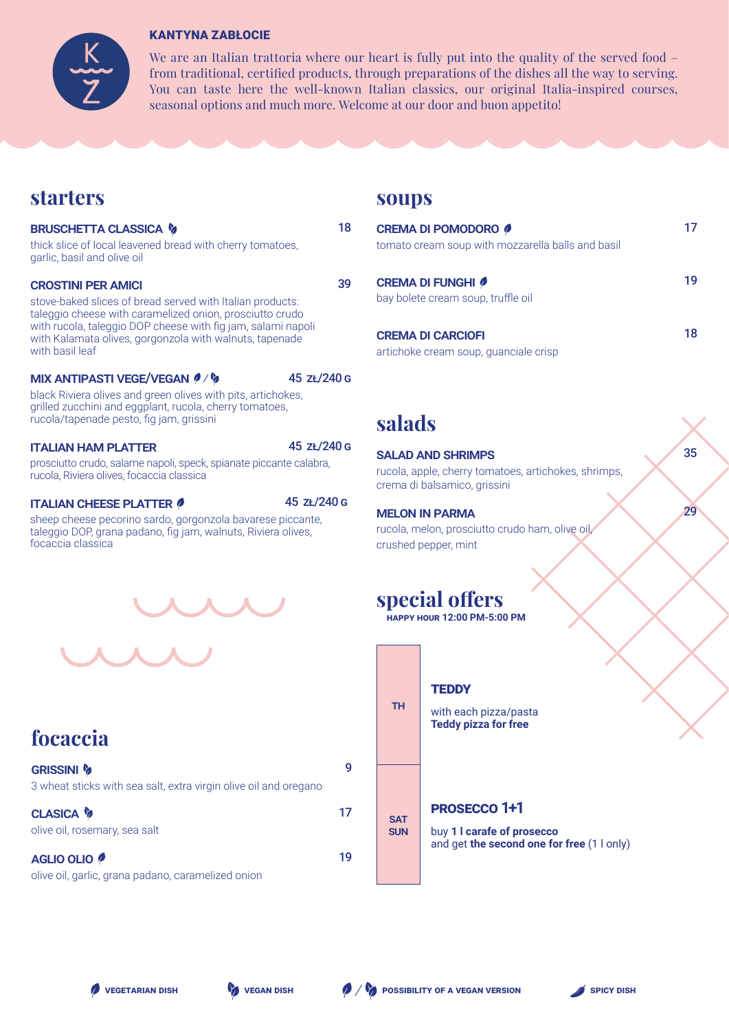**KANTYNA ZABŁOCIE**

We are an Italian trattoria where our heart is fully put into the quality of the served food – from traditional, certified products, through preparations of the dishes all the way to serving. You can taste here the well-known Italian classics, our original Italia-inspired courses, seasonal options and much more. Welcome at our door and buon appetito!

## starters

**BRUSCHETTA CLASSICA** (vegan) — 18
thick slice of local leavened bread with cherry tomatoes, garlic, basil and olive oil

**CROSTINI PER AMICI** — 39
stove-baked slices of bread served with Italian products: taleggio cheese with caramelized onion, prosciutto crudo with rucola, taleggio DOP cheese with fig jam, salami napoli with Kalamata olives, gorgonzola with walnuts, tapenade with basil leaf

**MIX ANTIPASTI VEGE/VEGAN** (vegetarian / vegan) — 45 zł/240 g
black Riviera olives and green olives with pits, artichokes, grilled zucchini and eggplant, rucola, cherry tomatoes, rucola/tapenade pesto, fig jam, grissini

**ITALIAN HAM PLATTER** — 45 zł/240 g
prosciutto crudo, salame napoli, speck, spianate piccante calabra, rucola, Riviera olives, focaccia classica

**ITALIAN CHEESE PLATTER** (vegetarian) — 45 zł/240 g
sheep cheese pecorino sardo, gorgonzola bavarese piccante, taleggio DOP, grana padano, fig jam, walnuts, Riviera olives, focaccia classica

## focaccia

**GRISSINI** (vegan) — 9
3 wheat sticks with sea salt, extra virgin olive oil and oregano

**CLASICA** (vegan) — 17
olive oil, rosemary, sea salt

**AGLIO OLIO** (vegetarian) — 19
olive oil, garlic, grana padano, caramelized onion

## soups

**CREMA DI POMODORO** (vegetarian) — 17
tomato cream soup with mozzarella balls and basil

**CREMA DI FUNGHI** (vegetarian) — 19
bay bolete cream soup, truffle oil

**CREMA DI CARCIOFI** — 18
artichoke cream soup, guanciale crisp

## salads

**SALAD AND SHRIMPS** — 35
rucola, apple, cherry tomatoes, artichokes, shrimps, crema di balsamico, grissini

**MELON IN PARMA** — 29
rucola, melon, prosciutto crudo ham, olive oil, crushed pepper, mint

## special offers

**HAPPY HOUR 12:00 PM-5:00 PM**

| Day | Offer |
|---|---|
| TH | **TEDDY**<br>with each pizza/pasta **Teddy pizza for free** |
| SAT SUN | **PROSECCO 1+1**<br>buy **1 l carafe of prosecco** and get **the second one for free** (1 l only) |

VEGETARIAN DISH · VEGAN DISH · POSSIBILITY OF A VEGAN VERSION · SPICY DISH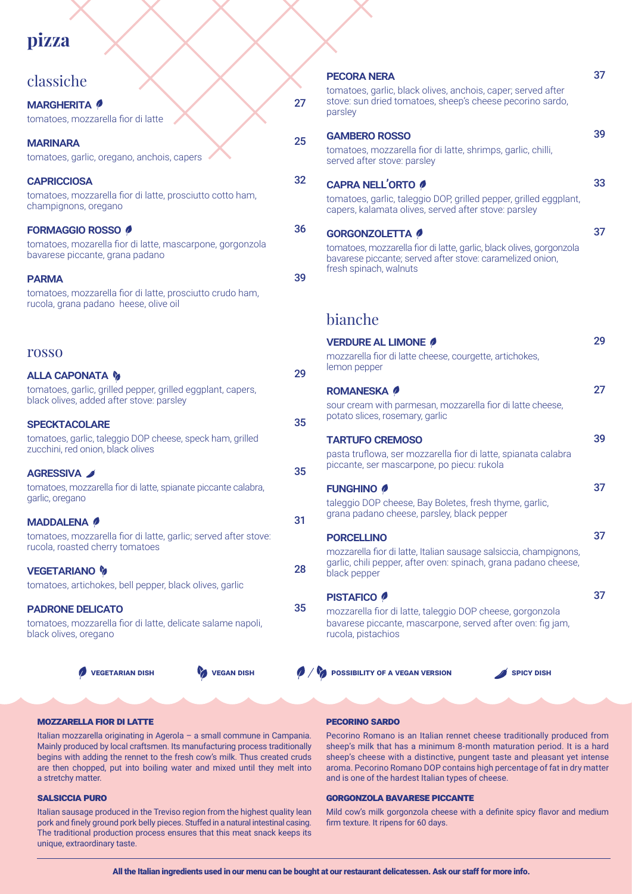# pizza

## classiche

**MARGHERITA** (vegetarian) — 27
tomatoes, mozzarella fior di latte

**MARINARA** — 25
tomatoes, garlic, oregano, anchois, capers

**CAPRICCIOSA** — 32
tomatoes, mozzarella fior di latte, prosciutto cotto ham, champignons, oregano

**FORMAGGIO ROSSO** (vegetarian) — 36
tomatoes, mozarella fior di latte, mascarpone, gorgonzola bavarese piccante, grana padano

**PARMA** — 39
tomatoes, mozzarella fior di latte, prosciutto crudo ham, rucola, grana padano heese, olive oil

**PECORA NERA** — 37
tomatoes, garlic, black olives, anchois, caper; served after stove: sun dried tomatoes, sheep's cheese pecorino sardo, parsley

**GAMBERO ROSSO** — 39
tomatoes, mozzarella fior di latte, shrimps, garlic, chilli, served after stove: parsley

**CAPRA NELL'ORTO** (vegetarian) — 33
tomatoes, garlic, taleggio DOP, grilled pepper, grilled eggplant, capers, kalamata olives, served after stove: parsley

**GORGONZOLETTA** (vegetarian) — 37
tomatoes, mozzarella fior di latte, garlic, black olives, gorgonzola bavarese piccante; served after stove: caramelized onion, fresh spinach, walnuts

## rosso

**ALLA CAPONATA** (vegan) — 29
tomatoes, garlic, grilled pepper, grilled eggplant, capers, black olives, added after stove: parsley

**SPECKTACOLARE** — 35
tomatoes, garlic, taleggio DOP cheese, speck ham, grilled zucchini, red onion, black olives

**AGRESSIVA** (spicy) — 35
tomatoes, mozzarella fior di latte, spianate piccante calabra, garlic, oregano

**MADDALENA** (vegetarian) — 31
tomatoes, mozzarella fior di latte, garlic; served after stove: rucola, roasted cherry tomatoes

**VEGETARIANO** (vegan) — 28
tomatoes, artichokes, bell pepper, black olives, garlic

**PADRONE DELICATO** — 35
tomatoes, mozzarella fior di latte, delicate salame napoli, black olives, oregano

## bianche

**VERDURE AL LIMONE** (vegetarian) — 29
mozzarella fior di latte cheese, courgette, artichokes, lemon pepper

**ROMANESKA** (vegetarian) — 27
sour cream with parmesan, mozzarella fior di latte cheese, potato slices, rosemary, garlic

**TARTUFO CREMOSO** — 39
pasta truflowa, ser mozzarella fior di latte, spianata calabra piccante, ser mascarpone, po piecu: rukola

**FUNGHINO** (vegetarian) — 37
taleggio DOP cheese, Bay Boletes, fresh thyme, garlic, grana padano cheese, parsley, black pepper

**PORCELLINO** — 37
mozzarella fior di latte, Italian sausage salsiccia, champignons, garlic, chili pepper, after oven: spinach, grana padano cheese, black pepper

**PISTAFICO** (vegetarian) — 37
mozzarella fior di latte, taleggio DOP cheese, gorgonzola bavarese piccante, mascarpone, served after oven: fig jam, rucola, pistachios

VEGETARIAN DISH | VEGAN DISH | POSSIBILITY OF A VEGAN VERSION | SPICY DISH

### MOZZARELLA FIOR DI LATTE

Italian mozzarella originating in Agerola – a small commune in Campania. Mainly produced by local craftsmen. Its manufacturing process traditionally begins with adding the rennet to the fresh cow's milk. Thus created cruds are then chopped, put into boiling water and mixed until they melt into a stretchy matter.

### SALSICCIA PURO

Italian sausage produced in the Treviso region from the highest quality lean pork and finely ground pork belly pieces. Stuffed in a natural intestinal casing. The traditional production process ensures that this meat snack keeps its unique, extraordinary taste.

### PECORINO SARDO

Pecorino Romano is an Italian rennet cheese traditionally produced from sheep's milk that has a minimum 8-month maturation period. It is a hard sheep's cheese with a distinctive, pungent taste and pleasant yet intense aroma. Pecorino Romano DOP contains high percentage of fat in dry matter and is one of the hardest Italian types of cheese.

### GORGONZOLA BAVARESE PICCANTE

Mild cow's milk gorgonzola cheese with a definite spicy flavor and medium firm texture. It ripens for 60 days.

**All the Italian ingredients used in our menu can be bought at our restaurant delicatessen. Ask our staff for more info.**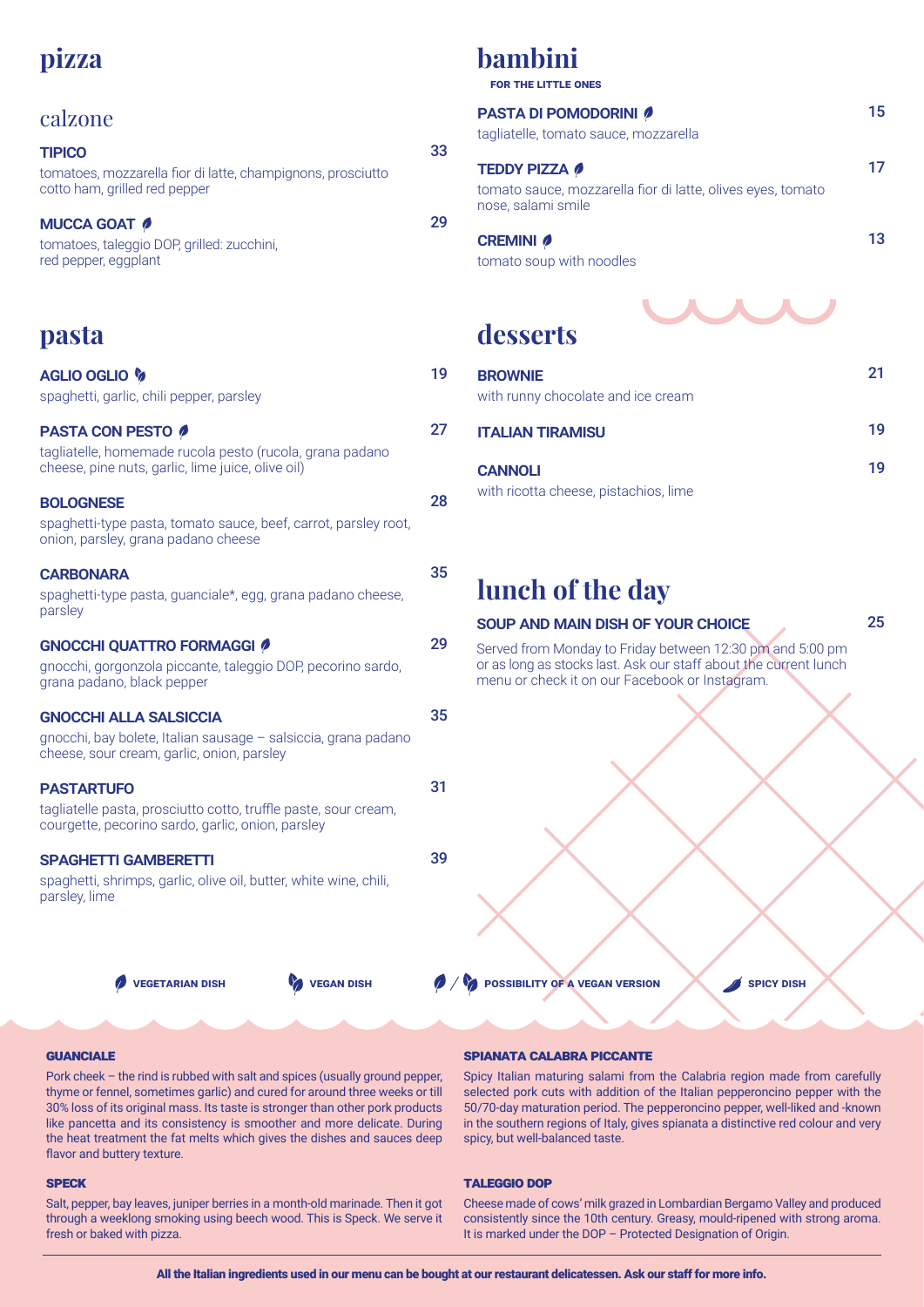# pizza

## calzone

**TIPICO** 33
tomatoes, mozzarella fior di latte, champignons, prosciutto cotto ham, grilled red pepper

**MUCCA GOAT** 🌿 29
tomatoes, taleggio DOP, grilled: zucchini, red pepper, eggplant

# pasta

**AGLIO OGLIO** 🌱 19
spaghetti, garlic, chili pepper, parsley

**PASTA CON PESTO** 🌿 27
tagliatelle, homemade rucola pesto (rucola, grana padano cheese, pine nuts, garlic, lime juice, olive oil)

**BOLOGNESE** 28
spaghetti-type pasta, tomato sauce, beef, carrot, parsley root, onion, parsley, grana padano cheese

**CARBONARA** 35
spaghetti-type pasta, guanciale*, egg, grana padano cheese, parsley

**GNOCCHI QUATTRO FORMAGGI** 🌿 29
gnocchi, gorgonzola piccante, taleggio DOP, pecorino sardo, grana padano, black pepper

**GNOCCHI ALLA SALSICCIA** 35
gnocchi, bay bolete, Italian sausage – salsiccia, grana padano cheese, sour cream, garlic, onion, parsley

**PASTARTUFO** 31
tagliatelle pasta, prosciutto cotto, truffle paste, sour cream, courgette, pecorino sardo, garlic, onion, parsley

**SPAGHETTI GAMBERETTI** 39
spaghetti, shrimps, garlic, olive oil, butter, white wine, chili, parsley, lime

# bambini

FOR THE LITTLE ONES

**PASTA DI POMODORINI** 🌿 15
tagliatelle, tomato sauce, mozzarella

**TEDDY PIZZA** 🌿 17
tomato sauce, mozzarella fior di latte, olives eyes, tomato nose, salami smile

**CREMINI** 🌿 13
tomato soup with noodles

# desserts

**BROWNIE** 21
with runny chocolate and ice cream

**ITALIAN TIRAMISU** 19

**CANNOLI** 19
with ricotta cheese, pistachios, lime

# lunch of the day

**SOUP AND MAIN DISH OF YOUR CHOICE** 25

Served from Monday to Friday between 12:30 pm and 5:00 pm or as long as stocks last. Ask our staff about the current lunch menu or check it on our Facebook or Instagram.

🌿 VEGETARIAN DISH 🌱 VEGAN DISH 🌿 / 🌱 POSSIBILITY OF A VEGAN VERSION 🌶 SPICY DISH

**GUANCIALE**

Pork cheek – the rind is rubbed with salt and spices (usually ground pepper, thyme or fennel, sometimes garlic) and cured for around three weeks or till 30% loss of its original mass. Its taste is stronger than other pork products like pancetta and its consistency is smoother and more delicate. During the heat treatment the fat melts which gives the dishes and sauces deep flavor and buttery texture.

**SPECK**

Salt, pepper, bay leaves, juniper berries in a month-old marinade. Then it got through a weeklong smoking using beech wood. This is Speck. We serve it fresh or baked with pizza.

**SPIANATA CALABRA PICCANTE**

Spicy Italian maturing salami from the Calabria region made from carefully selected pork cuts with addition of the Italian pepperoncino pepper with the 50/70-day maturation period. The pepperoncino pepper, well-liked and -known in the southern regions of Italy, gives spianata a distinctive red colour and very spicy, but well-balanced taste.

**TALEGGIO DOP**

Cheese made of cows' milk grazed in Lombardian Bergamo Valley and produced consistently since the 10th century. Greasy, mould-ripened with strong aroma. It is marked under the DOP – Protected Designation of Origin.

**All the Italian ingredients used in our menu can be bought at our restaurant delicatessen. Ask our staff for more info.**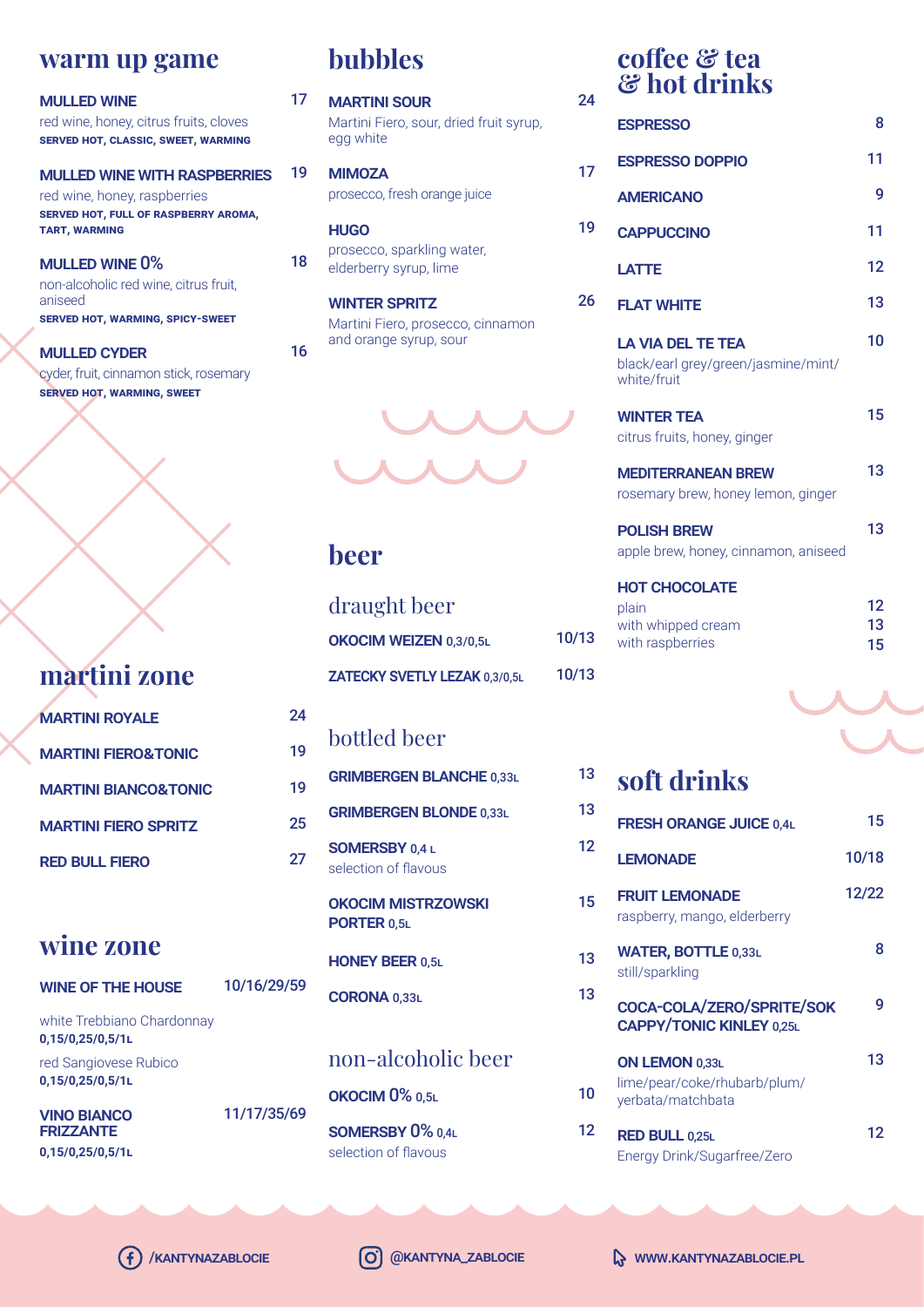## warm up game

**MULLED WINE** 17
red wine, honey, citrus fruits, cloves
**SERVED HOT, CLASSIC, SWEET, WARMING**

**MULLED WINE WITH RASPBERRIES** 19
red wine, honey, raspberries
**SERVED HOT, FULL OF RASPBERRY AROMA, TART, WARMING**

**MULLED WINE 0%** 18
non-alcoholic red wine, citrus fruit, aniseed
**SERVED HOT, WARMING, SPICY-SWEET**

**MULLED CYDER** 16
cyder, fruit, cinnamon stick, rosemary
**SERVED HOT, WARMING, SWEET**

## martini zone

| | |
|---|---|
| **MARTINI ROYALE** | 24 |
| **MARTINI FIERO&TONIC** | 19 |
| **MARTINI BIANCO&TONIC** | 19 |
| **MARTINI FIERO SPRITZ** | 25 |
| **RED BULL FIERO** | 27 |

## wine zone

**WINE OF THE HOUSE** 10/16/29/59

white Trebbiano Chardonnay
**0,15/0,25/0,5/1L**

red Sangiovese Rubico
**0,15/0,25/0,5/1L**

**VINO BIANCO FRIZZANTE** 11/17/35/69
**0,15/0,25/0,5/1L**

## bubbles

**MARTINI SOUR** 24
Martini Fiero, sour, dried fruit syrup, egg white

**MIMOZA** 17
prosecco, fresh orange juice

**HUGO** 19
prosecco, sparkling water, elderberry syrup, lime

**WINTER SPRITZ** 26
Martini Fiero, prosecco, cinnamon and orange syrup, sour

## beer

### draught beer

| | |
|---|---|
| **OKOCIM WEIZEN 0,3/0,5L** | 10/13 |
| **ZATECKY SVETLY LEZAK 0,3/0,5L** | 10/13 |

### bottled beer

**GRIMBERGEN BLANCHE 0,33L** 13

**GRIMBERGEN BLONDE 0,33L** 13

**SOMERSBY 0,4 L** 12
selection of flavous

**OKOCIM MISTRZOWSKI PORTER 0,5L** 15

**HONEY BEER 0,5L** 13

**CORONA 0,33L** 13

### non-alcoholic beer

**OKOCIM 0% 0,5L** 10

**SOMERSBY 0% 0,4L** 12
selection of flavous

## coffee & tea & hot drinks

| | |
|---|---|
| **ESPRESSO** | 8 |
| **ESPRESSO DOPPIO** | 11 |
| **AMERICANO** | 9 |
| **CAPPUCCINO** | 11 |
| **LATTE** | 12 |
| **FLAT WHITE** | 13 |

**LA VIA DEL TE TEA** 10
black/earl grey/green/jasmine/mint/white/fruit

**WINTER TEA** 15
citrus fruits, honey, ginger

**MEDITERRANEAN BREW** 13
rosemary brew, honey lemon, ginger

**POLISH BREW** 13
apple brew, honey, cinnamon, aniseed

**HOT CHOCOLATE**

| | |
|---|---|
| plain | 12 |
| with whipped cream | 13 |
| with raspberries | 15 |

## soft drinks

**FRESH ORANGE JUICE 0,4L** 15

**LEMONADE** 10/18

**FRUIT LEMONADE** 12/22
raspberry, mango, elderberry

**WATER, BOTTLE 0,33L** 8
still/sparkling

**COCA-COLA/ZERO/SPRITE/SOK CAPPY/TONIC KINLEY 0,25L** 9

**ON LEMON 0,33L** 13
lime/pear/coke/rhubarb/plum/yerbata/matchbata

**RED BULL 0,25L** 12
Energy Drink/Sugarfree/Zero

/KANTYNAZABLOCIE @KANTYNA_ZABLOCIE WWW.KANTYNAZABLOCIE.PL